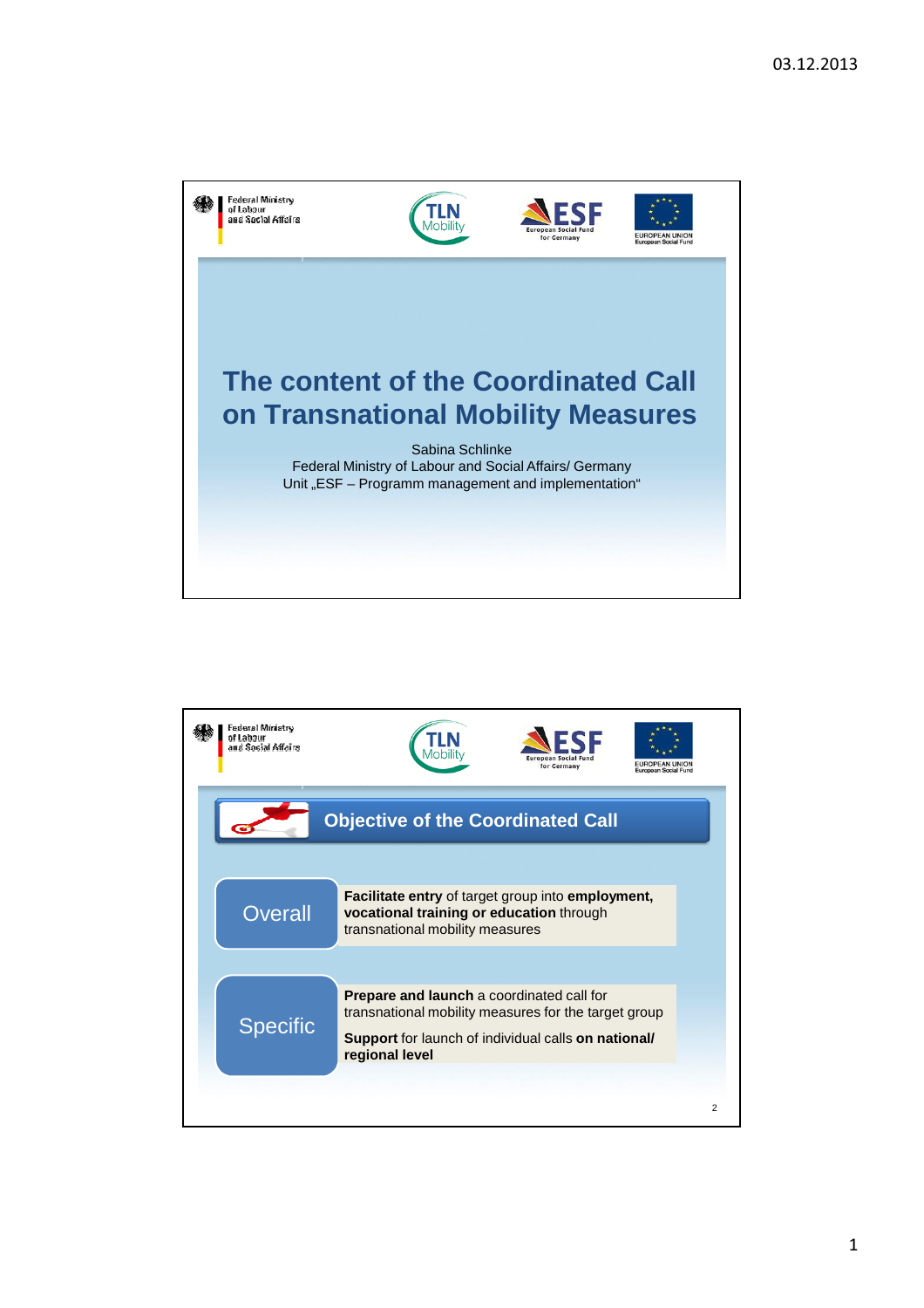# The content of the Coordinated Call on Transnational Mobility Measures

Sabina Schlinke
Federal Ministry of Labour and Social Affairs/ Germany
Unit „ESF – Programm management and implementation“

## Objective of the Coordinated Call

**Overall**

**Facilitate entry** of target group into **employment, vocational training or education** through transnational mobility measures

**Specific**

**Prepare and launch** a coordinated call for transnational mobility measures for the target group

**Support** for launch of individual calls **on national/ regional level**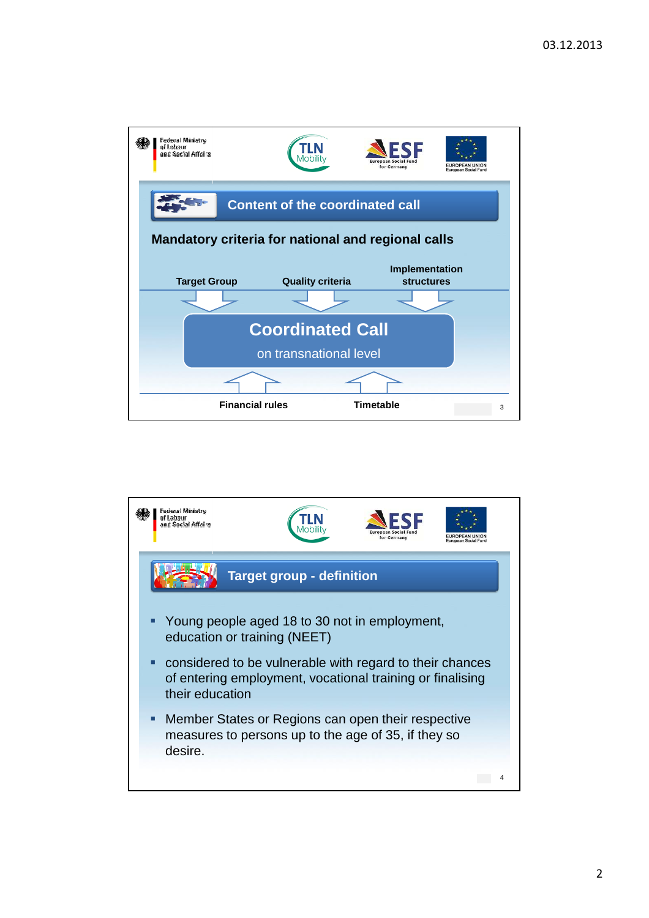## Content of the coordinated call

### Mandatory criteria for national and regional calls

**Target Group** | **Quality criteria** | **Implementation structures**

**Coordinated Call**

on transnational level

**Financial rules** | **Timetable**

## Target group - definition

- Young people aged 18 to 30 not in employment, education or training (NEET)
- considered to be vulnerable with regard to their chances of entering employment, vocational training or finalising their education
- Member States or Regions can open their respective measures to persons up to the age of 35, if they so desire.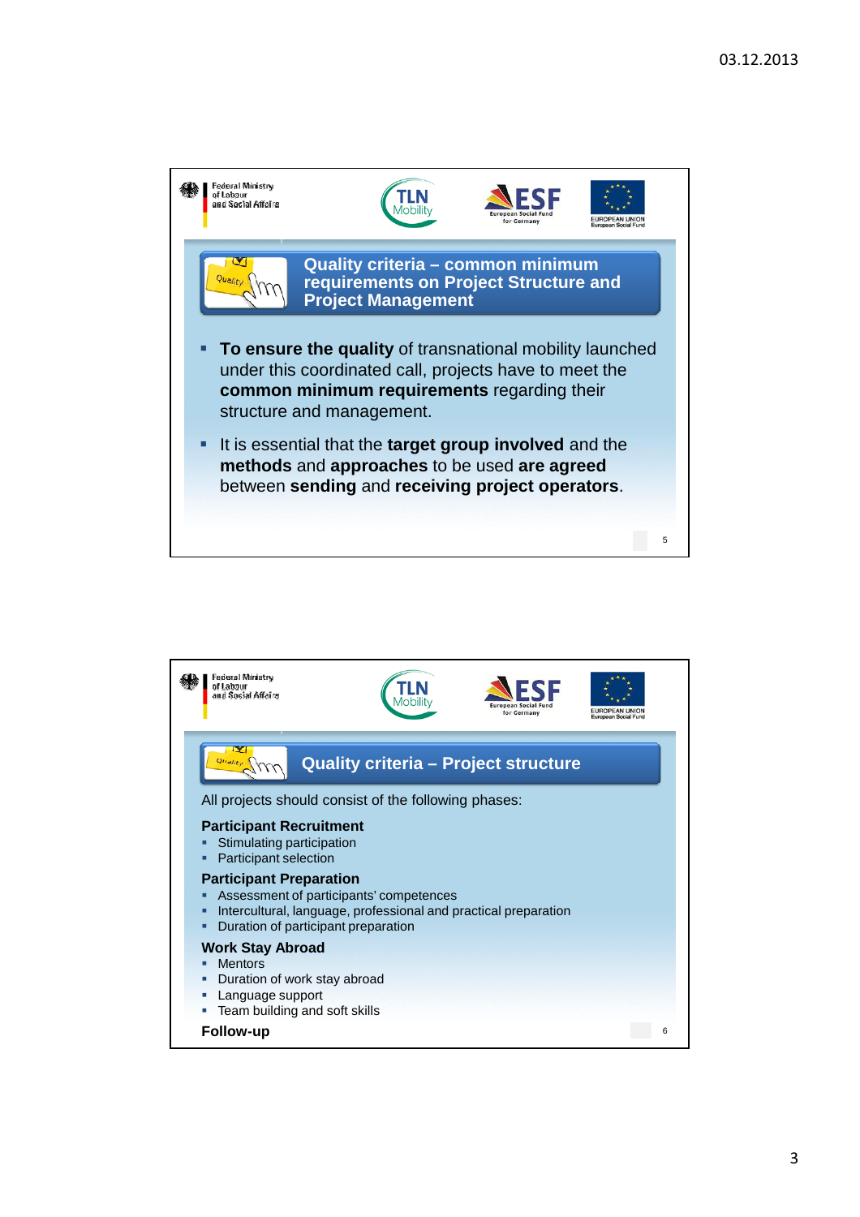## Quality criteria – common minimum requirements on Project Structure and Project Management

- **To ensure the quality** of transnational mobility launched under this coordinated call, projects have to meet the **common minimum requirements** regarding their structure and management.
- It is essential that the **target group involved** and the **methods** and **approaches** to be used **are agreed** between **sending** and **receiving project operators**.

## Quality criteria – Project structure

All projects should consist of the following phases:

**Participant Recruitment**

- Stimulating participation
- Participant selection

**Participant Preparation**

- Assessment of participants' competences
- Intercultural, language, professional and practical preparation
- Duration of participant preparation

**Work Stay Abroad**

- Mentors
- Duration of work stay abroad
- Language support
- Team building and soft skills

**Follow-up**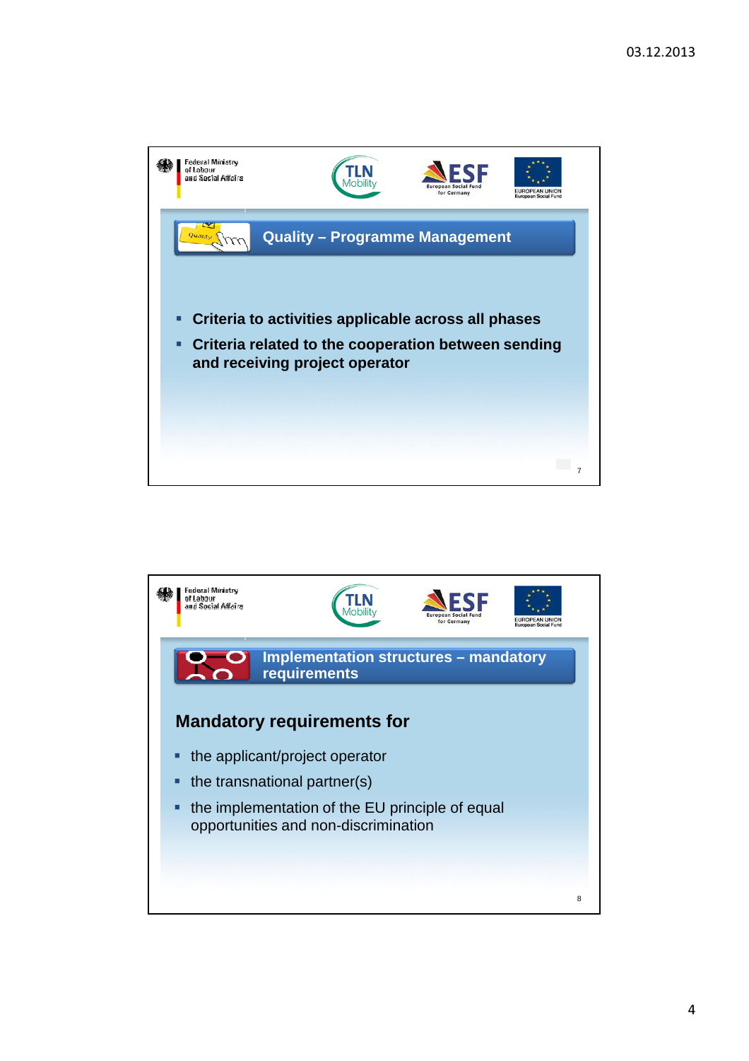## Quality – Programme Management

- **Criteria to activities applicable across all phases**
- **Criteria related to the cooperation between sending and receiving project operator**

## Implementation structures – mandatory requirements

### Mandatory requirements for

- the applicant/project operator
- the transnational partner(s)
- the implementation of the EU principle of equal opportunities and non-discrimination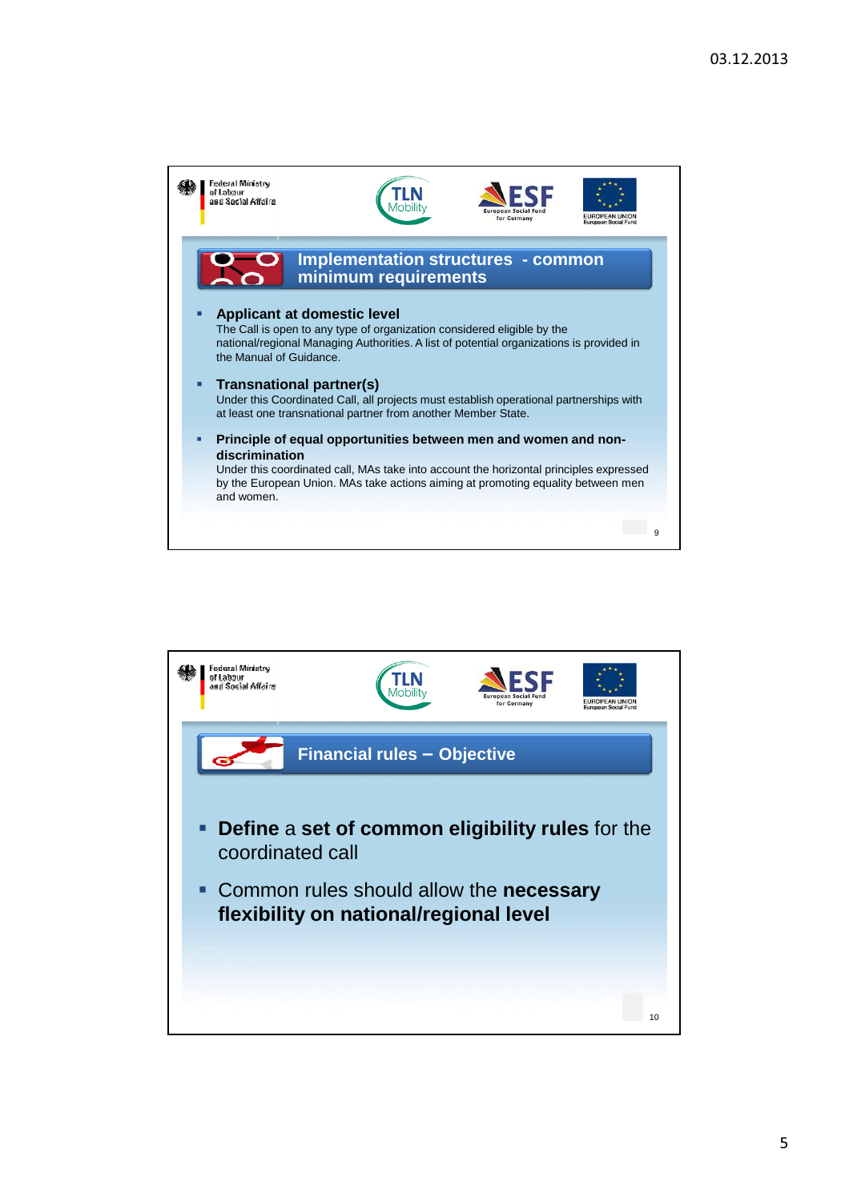## Implementation structures - common minimum requirements

- **Applicant at domestic level**
  The Call is open to any type of organization considered eligible by the national/regional Managing Authorities. A list of potential organizations is provided in the Manual of Guidance.

- **Transnational partner(s)**
  Under this Coordinated Call, all projects must establish operational partnerships with at least one transnational partner from another Member State.

- **Principle of equal opportunities between men and women and non-discrimination**
  Under this coordinated call, MAs take into account the horizontal principles expressed by the European Union. MAs take actions aiming at promoting equality between men and women.

## Financial rules – Objective

- **Define** a **set of common eligibility rules** for the coordinated call
- Common rules should allow the **necessary flexibility on national/regional level**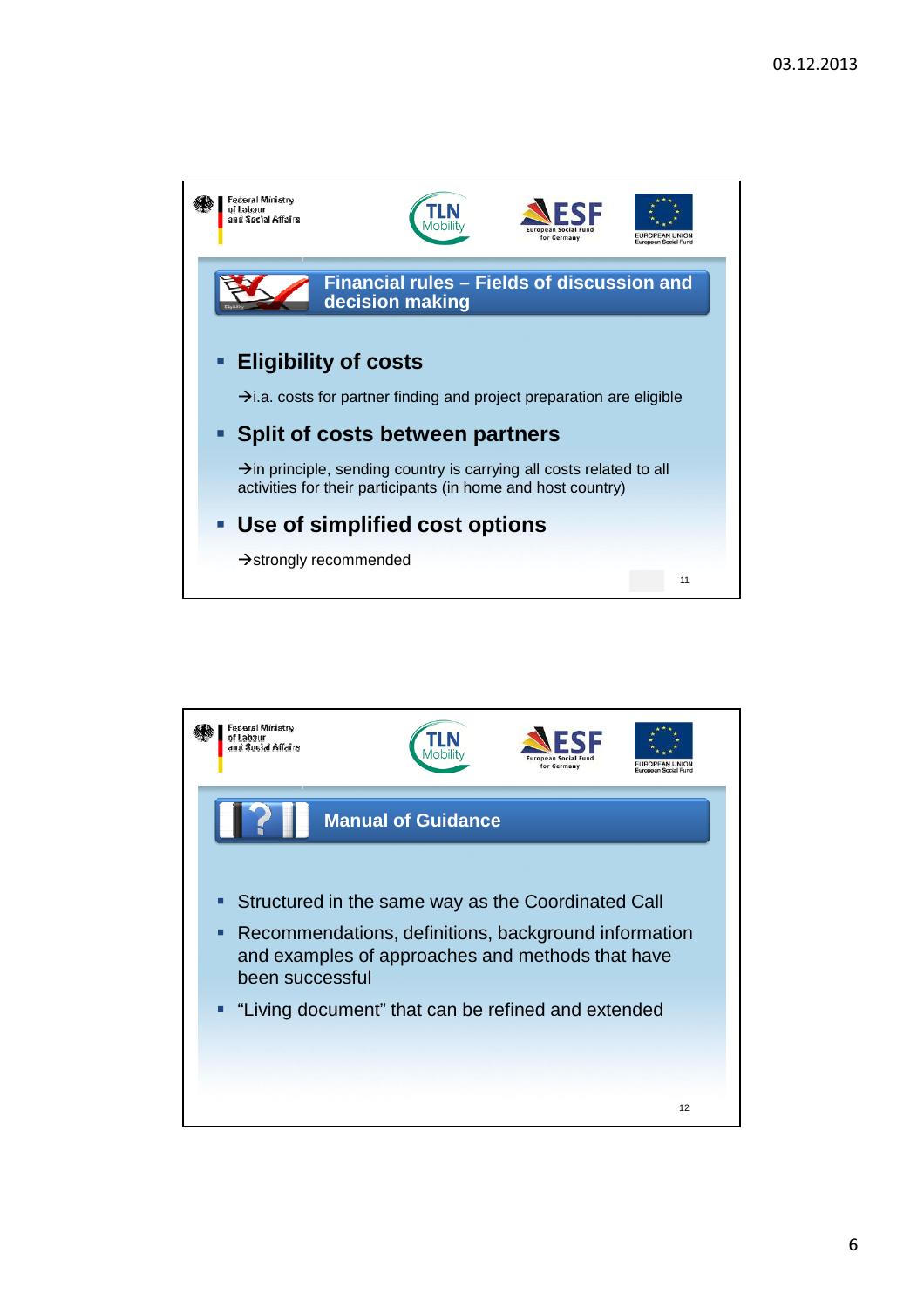## Financial rules – Fields of discussion and decision making

- **Eligibility of costs**

  →i.a. costs for partner finding and project preparation are eligible

- **Split of costs between partners**

  →in principle, sending country is carrying all costs related to all activities for their participants (in home and host country)

- **Use of simplified cost options**

  →strongly recommended

## Manual of Guidance

- Structured in the same way as the Coordinated Call
- Recommendations, definitions, background information and examples of approaches and methods that have been successful
- “Living document” that can be refined and extended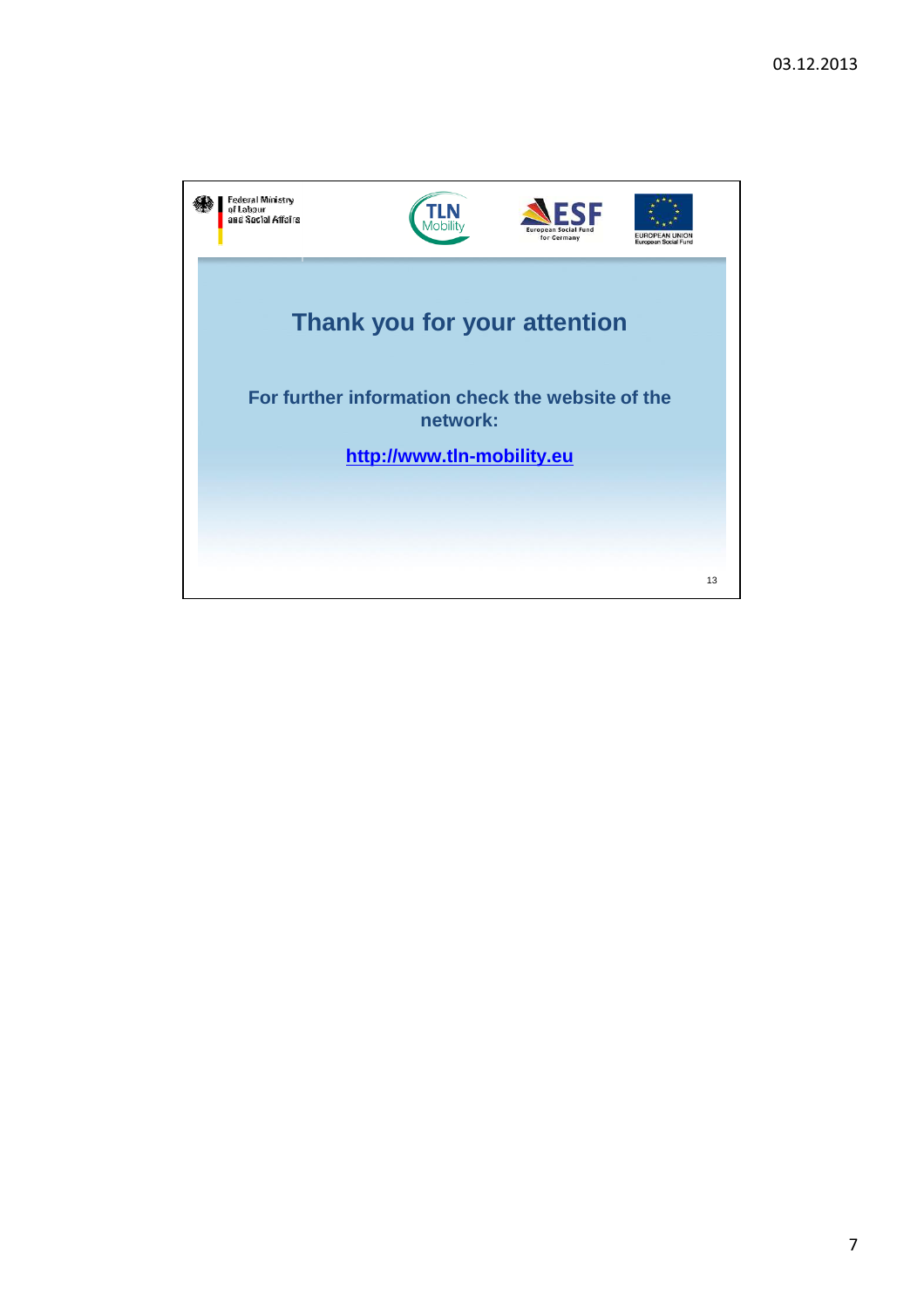Federal Ministry of Labour and Social Affairs

TLN Mobility

ESF European Social Fund for Germany

EUROPEAN UNION European Social Fund

## Thank you for your attention

**For further information check the website of the network:**

**http://www.tln-mobility.eu**